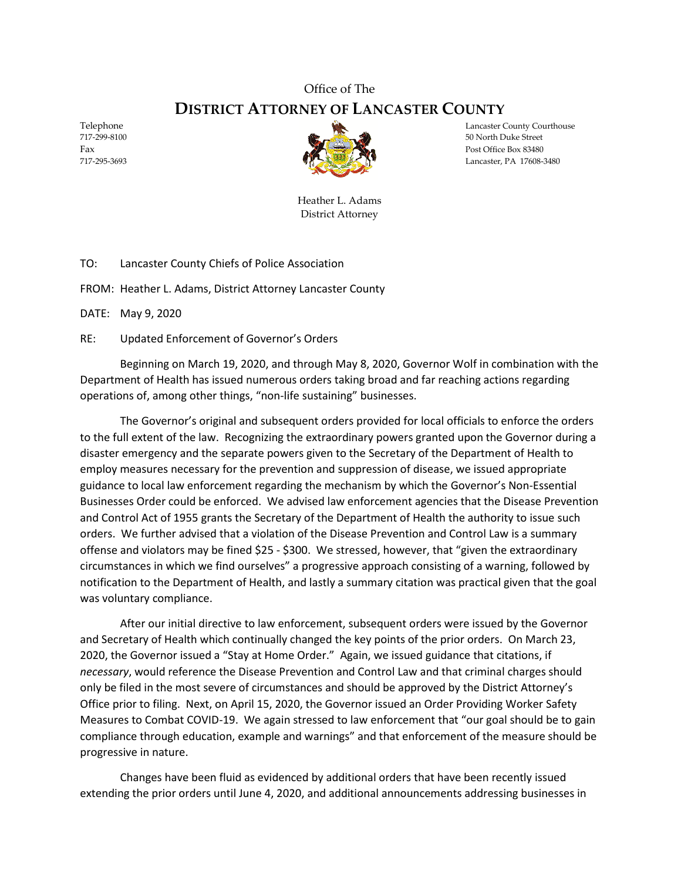Office of The

# DISTRICT ATTORNEY OF LANCASTER COUNTY

Telephone
717-299-8100
Fax
717-295-3693

Lancaster County Courthouse
50 North Duke Street
Post Office Box 83480
Lancaster, PA 17608-3480

Heather L. Adams
District Attorney

TO: Lancaster County Chiefs of Police Association

FROM: Heather L. Adams, District Attorney Lancaster County

DATE: May 9, 2020

RE: Updated Enforcement of Governor's Orders

Beginning on March 19, 2020, and through May 8, 2020, Governor Wolf in combination with the Department of Health has issued numerous orders taking broad and far reaching actions regarding operations of, among other things, "non-life sustaining" businesses.

The Governor's original and subsequent orders provided for local officials to enforce the orders to the full extent of the law. Recognizing the extraordinary powers granted upon the Governor during a disaster emergency and the separate powers given to the Secretary of the Department of Health to employ measures necessary for the prevention and suppression of disease, we issued appropriate guidance to local law enforcement regarding the mechanism by which the Governor's Non-Essential Businesses Order could be enforced. We advised law enforcement agencies that the Disease Prevention and Control Act of 1955 grants the Secretary of the Department of Health the authority to issue such orders. We further advised that a violation of the Disease Prevention and Control Law is a summary offense and violators may be fined $25 - $300. We stressed, however, that "given the extraordinary circumstances in which we find ourselves" a progressive approach consisting of a warning, followed by notification to the Department of Health, and lastly a summary citation was practical given that the goal was voluntary compliance.

After our initial directive to law enforcement, subsequent orders were issued by the Governor and Secretary of Health which continually changed the key points of the prior orders. On March 23, 2020, the Governor issued a "Stay at Home Order." Again, we issued guidance that citations, if *necessary*, would reference the Disease Prevention and Control Law and that criminal charges should only be filed in the most severe of circumstances and should be approved by the District Attorney's Office prior to filing. Next, on April 15, 2020, the Governor issued an Order Providing Worker Safety Measures to Combat COVID-19. We again stressed to law enforcement that "our goal should be to gain compliance through education, example and warnings" and that enforcement of the measure should be progressive in nature.

Changes have been fluid as evidenced by additional orders that have been recently issued extending the prior orders until June 4, 2020, and additional announcements addressing businesses in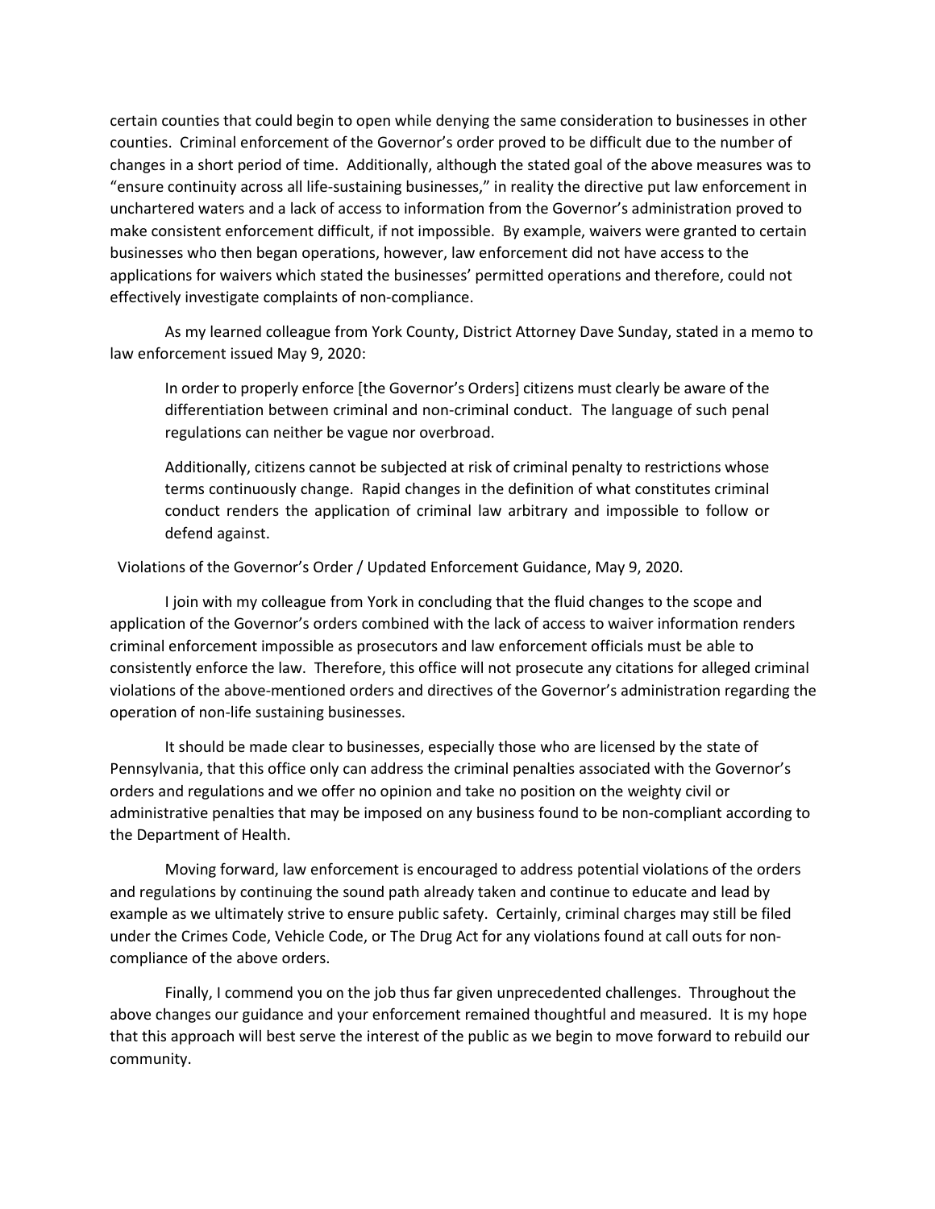certain counties that could begin to open while denying the same consideration to businesses in other counties. Criminal enforcement of the Governor's order proved to be difficult due to the number of changes in a short period of time. Additionally, although the stated goal of the above measures was to "ensure continuity across all life-sustaining businesses," in reality the directive put law enforcement in unchartered waters and a lack of access to information from the Governor's administration proved to make consistent enforcement difficult, if not impossible. By example, waivers were granted to certain businesses who then began operations, however, law enforcement did not have access to the applications for waivers which stated the businesses' permitted operations and therefore, could not effectively investigate complaints of non-compliance.

As my learned colleague from York County, District Attorney Dave Sunday, stated in a memo to law enforcement issued May 9, 2020:

> In order to properly enforce [the Governor's Orders] citizens must clearly be aware of the differentiation between criminal and non-criminal conduct. The language of such penal regulations can neither be vague nor overbroad.
>
> Additionally, citizens cannot be subjected at risk of criminal penalty to restrictions whose terms continuously change. Rapid changes in the definition of what constitutes criminal conduct renders the application of criminal law arbitrary and impossible to follow or defend against.

Violations of the Governor's Order / Updated Enforcement Guidance, May 9, 2020.

I join with my colleague from York in concluding that the fluid changes to the scope and application of the Governor's orders combined with the lack of access to waiver information renders criminal enforcement impossible as prosecutors and law enforcement officials must be able to consistently enforce the law. Therefore, this office will not prosecute any citations for alleged criminal violations of the above-mentioned orders and directives of the Governor's administration regarding the operation of non-life sustaining businesses.

It should be made clear to businesses, especially those who are licensed by the state of Pennsylvania, that this office only can address the criminal penalties associated with the Governor's orders and regulations and we offer no opinion and take no position on the weighty civil or administrative penalties that may be imposed on any business found to be non-compliant according to the Department of Health.

Moving forward, law enforcement is encouraged to address potential violations of the orders and regulations by continuing the sound path already taken and continue to educate and lead by example as we ultimately strive to ensure public safety. Certainly, criminal charges may still be filed under the Crimes Code, Vehicle Code, or The Drug Act for any violations found at call outs for non-compliance of the above orders.

Finally, I commend you on the job thus far given unprecedented challenges. Throughout the above changes our guidance and your enforcement remained thoughtful and measured. It is my hope that this approach will best serve the interest of the public as we begin to move forward to rebuild our community.